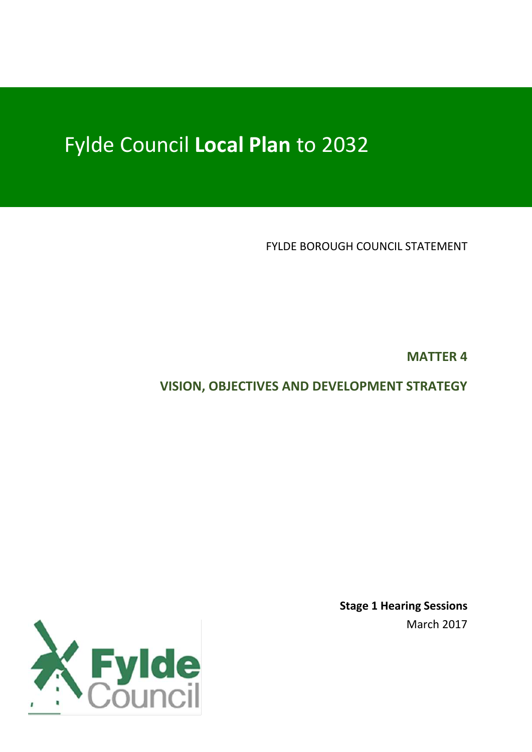# Fylde Council **Local Plan** to 2032

FYLDE BOROUGH COUNCIL STATEMENT

## MATTER 4

## VISION, OBJECTIVES AND DEVELOPMENT STRATEGY

**Stage 1 Hearing Sessions**

March 2017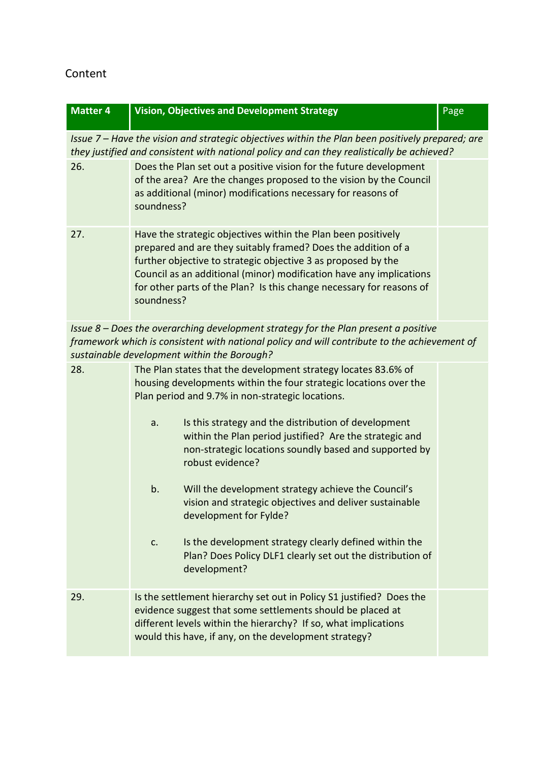Content

| Matter 4 | Vision, Objectives and Development Strategy | Page |
|---|---|---|
| *Issue 7 – Have the vision and strategic objectives within the Plan been positively prepared; are they justified and consistent with national policy and can they realistically be achieved?* | | |
| 26. | Does the Plan set out a positive vision for the future development of the area? Are the changes proposed to the vision by the Council as additional (minor) modifications necessary for reasons of soundness? | |
| 27. | Have the strategic objectives within the Plan been positively prepared and are they suitably framed? Does the addition of a further objective to strategic objective 3 as proposed by the Council as an additional (minor) modification have any implications for other parts of the Plan? Is this change necessary for reasons of soundness? | |
| *Issue 8 – Does the overarching development strategy for the Plan present a positive framework which is consistent with national policy and will contribute to the achievement of sustainable development within the Borough?* | | |
| 28. | The Plan states that the development strategy locates 83.6% of housing developments within the four strategic locations over the Plan period and 9.7% in non-strategic locations.<br><br>a. Is this strategy and the distribution of development within the Plan period justified? Are the strategic and non-strategic locations soundly based and supported by robust evidence?<br><br>b. Will the development strategy achieve the Council's vision and strategic objectives and deliver sustainable development for Fylde?<br><br>c. Is the development strategy clearly defined within the Plan? Does Policy DLF1 clearly set out the distribution of development? | |
| 29. | Is the settlement hierarchy set out in Policy S1 justified? Does the evidence suggest that some settlements should be placed at different levels within the hierarchy? If so, what implications would this have, if any, on the development strategy? | |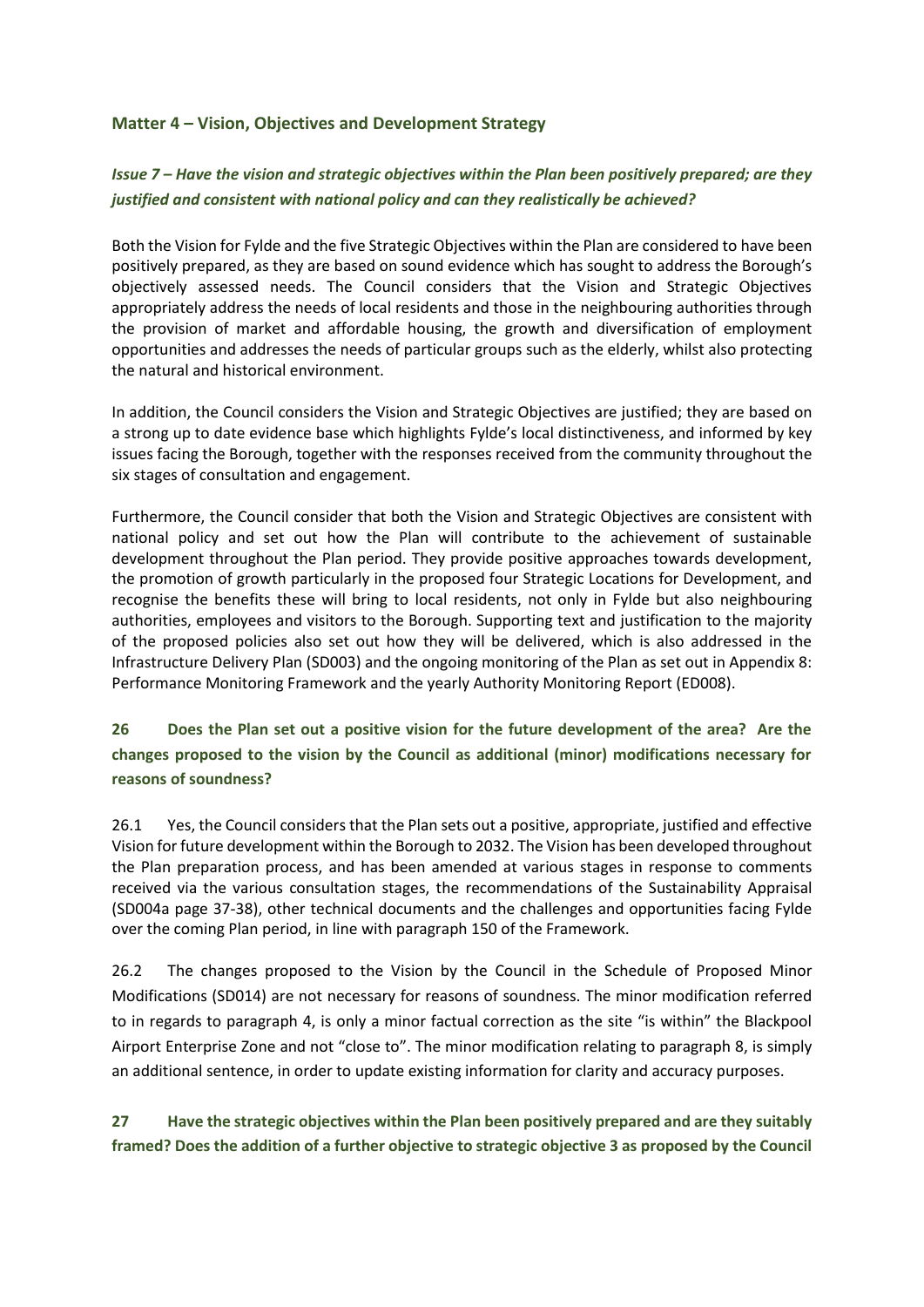## Matter 4 – Vision, Objectives and Development Strategy

### *Issue 7 – Have the vision and strategic objectives within the Plan been positively prepared; are they justified and consistent with national policy and can they realistically be achieved?*

Both the Vision for Fylde and the five Strategic Objectives within the Plan are considered to have been positively prepared, as they are based on sound evidence which has sought to address the Borough's objectively assessed needs. The Council considers that the Vision and Strategic Objectives appropriately address the needs of local residents and those in the neighbouring authorities through the provision of market and affordable housing, the growth and diversification of employment opportunities and addresses the needs of particular groups such as the elderly, whilst also protecting the natural and historical environment.

In addition, the Council considers the Vision and Strategic Objectives are justified; they are based on a strong up to date evidence base which highlights Fylde's local distinctiveness, and informed by key issues facing the Borough, together with the responses received from the community throughout the six stages of consultation and engagement.

Furthermore, the Council consider that both the Vision and Strategic Objectives are consistent with national policy and set out how the Plan will contribute to the achievement of sustainable development throughout the Plan period. They provide positive approaches towards development, the promotion of growth particularly in the proposed four Strategic Locations for Development, and recognise the benefits these will bring to local residents, not only in Fylde but also neighbouring authorities, employees and visitors to the Borough. Supporting text and justification to the majority of the proposed policies also set out how they will be delivered, which is also addressed in the Infrastructure Delivery Plan (SD003) and the ongoing monitoring of the Plan as set out in Appendix 8: Performance Monitoring Framework and the yearly Authority Monitoring Report (ED008).

### 26 Does the Plan set out a positive vision for the future development of the area? Are the changes proposed to the vision by the Council as additional (minor) modifications necessary for reasons of soundness?

26.1 Yes, the Council considers that the Plan sets out a positive, appropriate, justified and effective Vision for future development within the Borough to 2032. The Vision has been developed throughout the Plan preparation process, and has been amended at various stages in response to comments received via the various consultation stages, the recommendations of the Sustainability Appraisal (SD004a page 37-38), other technical documents and the challenges and opportunities facing Fylde over the coming Plan period, in line with paragraph 150 of the Framework.

26.2 The changes proposed to the Vision by the Council in the Schedule of Proposed Minor Modifications (SD014) are not necessary for reasons of soundness. The minor modification referred to in regards to paragraph 4, is only a minor factual correction as the site "is within" the Blackpool Airport Enterprise Zone and not "close to". The minor modification relating to paragraph 8, is simply an additional sentence, in order to update existing information for clarity and accuracy purposes.

### 27 Have the strategic objectives within the Plan been positively prepared and are they suitably framed? Does the addition of a further objective to strategic objective 3 as proposed by the Council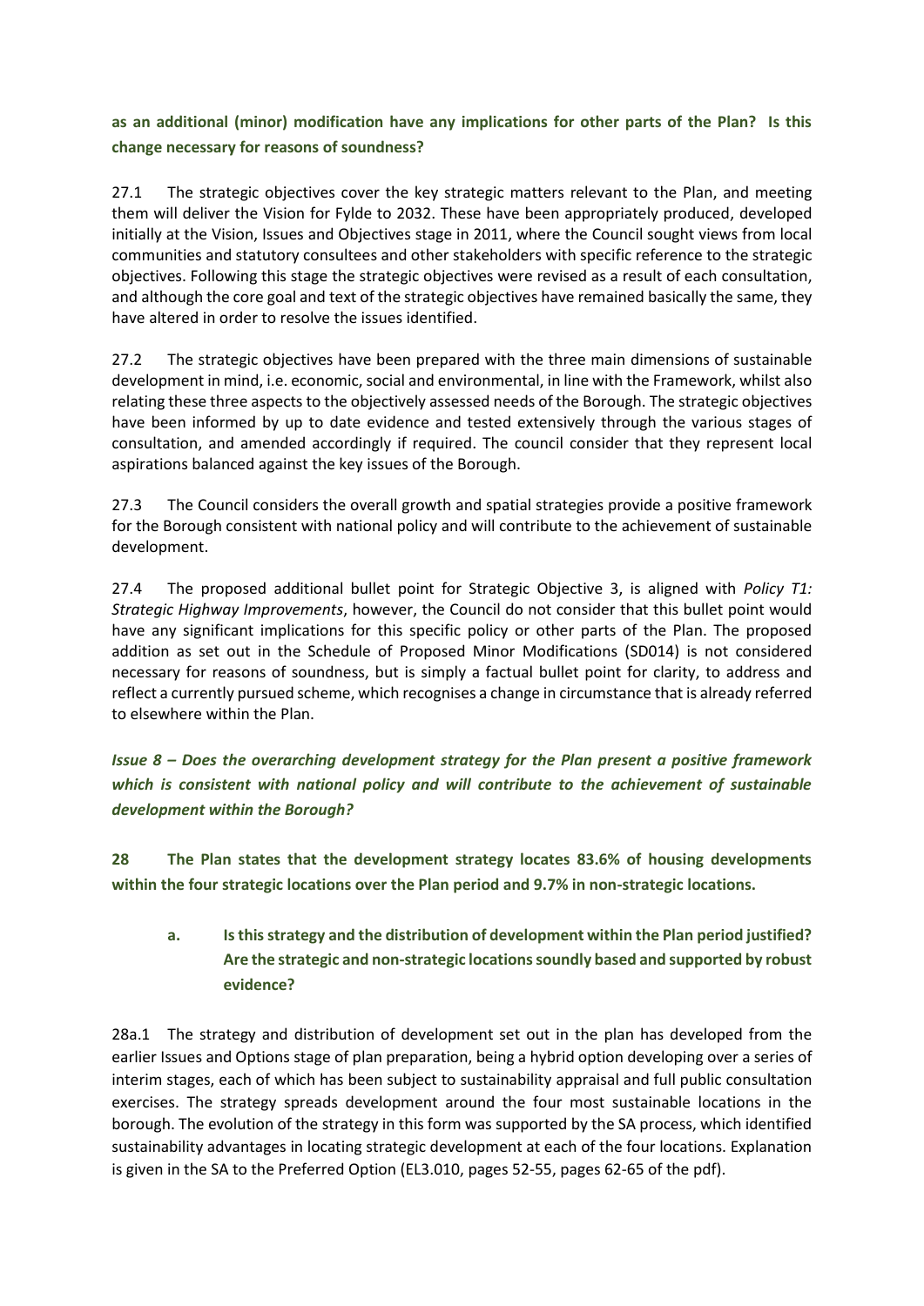**as an additional (minor) modification have any implications for other parts of the Plan? Is this change necessary for reasons of soundness?**

27.1 The strategic objectives cover the key strategic matters relevant to the Plan, and meeting them will deliver the Vision for Fylde to 2032. These have been appropriately produced, developed initially at the Vision, Issues and Objectives stage in 2011, where the Council sought views from local communities and statutory consultees and other stakeholders with specific reference to the strategic objectives. Following this stage the strategic objectives were revised as a result of each consultation, and although the core goal and text of the strategic objectives have remained basically the same, they have altered in order to resolve the issues identified.

27.2 The strategic objectives have been prepared with the three main dimensions of sustainable development in mind, i.e. economic, social and environmental, in line with the Framework, whilst also relating these three aspects to the objectively assessed needs of the Borough. The strategic objectives have been informed by up to date evidence and tested extensively through the various stages of consultation, and amended accordingly if required. The council consider that they represent local aspirations balanced against the key issues of the Borough.

27.3 The Council considers the overall growth and spatial strategies provide a positive framework for the Borough consistent with national policy and will contribute to the achievement of sustainable development.

27.4 The proposed additional bullet point for Strategic Objective 3, is aligned with *Policy T1: Strategic Highway Improvements*, however, the Council do not consider that this bullet point would have any significant implications for this specific policy or other parts of the Plan. The proposed addition as set out in the Schedule of Proposed Minor Modifications (SD014) is not considered necessary for reasons of soundness, but is simply a factual bullet point for clarity, to address and reflect a currently pursued scheme, which recognises a change in circumstance that is already referred to elsewhere within the Plan.

***Issue 8 – Does the overarching development strategy for the Plan present a positive framework which is consistent with national policy and will contribute to the achievement of sustainable development within the Borough?***

**28 The Plan states that the development strategy locates 83.6% of housing developments within the four strategic locations over the Plan period and 9.7% in non-strategic locations.**

**a. Is this strategy and the distribution of development within the Plan period justified? Are the strategic and non-strategic locations soundly based and supported by robust evidence?**

28a.1 The strategy and distribution of development set out in the plan has developed from the earlier Issues and Options stage of plan preparation, being a hybrid option developing over a series of interim stages, each of which has been subject to sustainability appraisal and full public consultation exercises. The strategy spreads development around the four most sustainable locations in the borough. The evolution of the strategy in this form was supported by the SA process, which identified sustainability advantages in locating strategic development at each of the four locations. Explanation is given in the SA to the Preferred Option (EL3.010, pages 52-55, pages 62-65 of the pdf).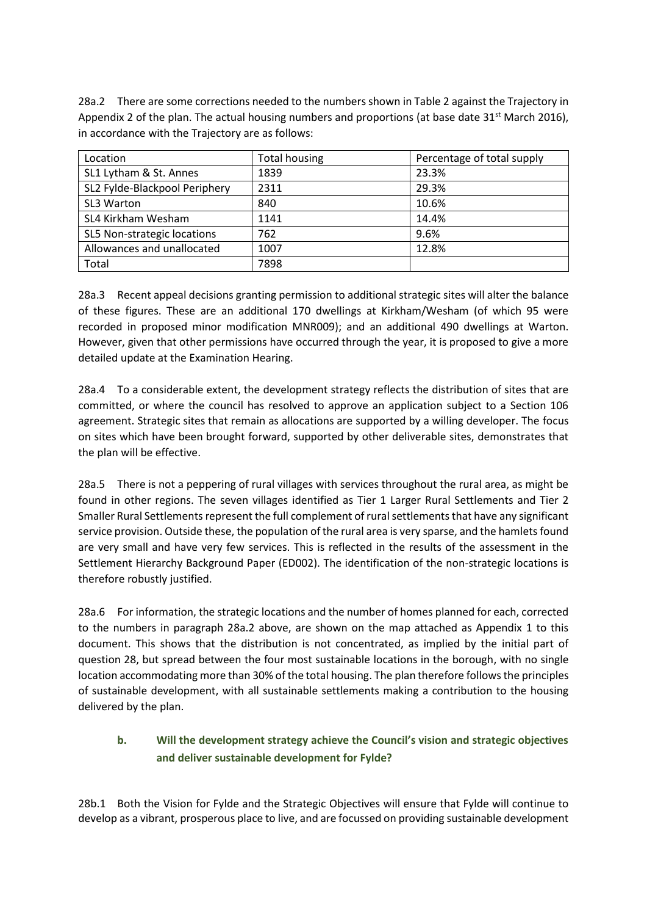28a.2 There are some corrections needed to the numbers shown in Table 2 against the Trajectory in Appendix 2 of the plan. The actual housing numbers and proportions (at base date 31st March 2016), in accordance with the Trajectory are as follows:

| Location | Total housing | Percentage of total supply |
|---|---|---|
| SL1 Lytham & St. Annes | 1839 | 23.3% |
| SL2 Fylde-Blackpool Periphery | 2311 | 29.3% |
| SL3 Warton | 840 | 10.6% |
| SL4 Kirkham Wesham | 1141 | 14.4% |
| SL5 Non-strategic locations | 762 | 9.6% |
| Allowances and unallocated | 1007 | 12.8% |
| Total | 7898 | |

28a.3 Recent appeal decisions granting permission to additional strategic sites will alter the balance of these figures. These are an additional 170 dwellings at Kirkham/Wesham (of which 95 were recorded in proposed minor modification MNR009); and an additional 490 dwellings at Warton. However, given that other permissions have occurred through the year, it is proposed to give a more detailed update at the Examination Hearing.

28a.4 To a considerable extent, the development strategy reflects the distribution of sites that are committed, or where the council has resolved to approve an application subject to a Section 106 agreement. Strategic sites that remain as allocations are supported by a willing developer. The focus on sites which have been brought forward, supported by other deliverable sites, demonstrates that the plan will be effective.

28a.5 There is not a peppering of rural villages with services throughout the rural area, as might be found in other regions. The seven villages identified as Tier 1 Larger Rural Settlements and Tier 2 Smaller Rural Settlements represent the full complement of rural settlements that have any significant service provision. Outside these, the population of the rural area is very sparse, and the hamlets found are very small and have very few services. This is reflected in the results of the assessment in the Settlement Hierarchy Background Paper (ED002). The identification of the non-strategic locations is therefore robustly justified.

28a.6 For information, the strategic locations and the number of homes planned for each, corrected to the numbers in paragraph 28a.2 above, are shown on the map attached as Appendix 1 to this document. This shows that the distribution is not concentrated, as implied by the initial part of question 28, but spread between the four most sustainable locations in the borough, with no single location accommodating more than 30% of the total housing. The plan therefore follows the principles of sustainable development, with all sustainable settlements making a contribution to the housing delivered by the plan.

### b. Will the development strategy achieve the Council's vision and strategic objectives and deliver sustainable development for Fylde?

28b.1 Both the Vision for Fylde and the Strategic Objectives will ensure that Fylde will continue to develop as a vibrant, prosperous place to live, and are focussed on providing sustainable development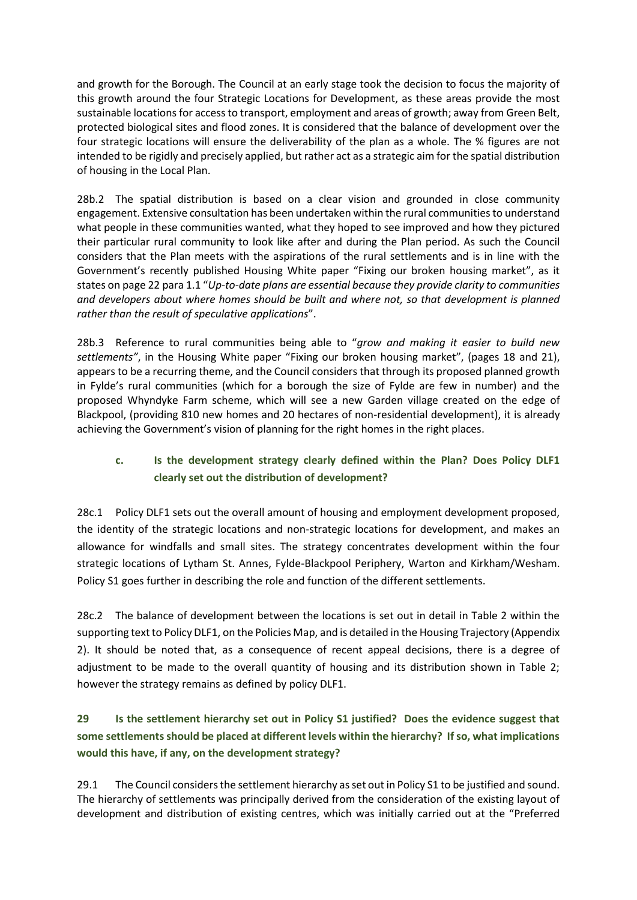and growth for the Borough. The Council at an early stage took the decision to focus the majority of this growth around the four Strategic Locations for Development, as these areas provide the most sustainable locations for access to transport, employment and areas of growth; away from Green Belt, protected biological sites and flood zones. It is considered that the balance of development over the four strategic locations will ensure the deliverability of the plan as a whole. The % figures are not intended to be rigidly and precisely applied, but rather act as a strategic aim for the spatial distribution of housing in the Local Plan.

28b.2 The spatial distribution is based on a clear vision and grounded in close community engagement. Extensive consultation has been undertaken within the rural communities to understand what people in these communities wanted, what they hoped to see improved and how they pictured their particular rural community to look like after and during the Plan period. As such the Council considers that the Plan meets with the aspirations of the rural settlements and is in line with the Government's recently published Housing White paper "Fixing our broken housing market", as it states on page 22 para 1.1 "*Up-to-date plans are essential because they provide clarity to communities and developers about where homes should be built and where not, so that development is planned rather than the result of speculative applications*".

28b.3 Reference to rural communities being able to "*grow and making it easier to build new settlements"*, in the Housing White paper "Fixing our broken housing market", (pages 18 and 21), appears to be a recurring theme, and the Council considers that through its proposed planned growth in Fylde's rural communities (which for a borough the size of Fylde are few in number) and the proposed Whyndyke Farm scheme, which will see a new Garden village created on the edge of Blackpool, (providing 810 new homes and 20 hectares of non-residential development), it is already achieving the Government's vision of planning for the right homes in the right places.

### c. Is the development strategy clearly defined within the Plan? Does Policy DLF1 clearly set out the distribution of development?

28c.1 Policy DLF1 sets out the overall amount of housing and employment development proposed, the identity of the strategic locations and non-strategic locations for development, and makes an allowance for windfalls and small sites. The strategy concentrates development within the four strategic locations of Lytham St. Annes, Fylde-Blackpool Periphery, Warton and Kirkham/Wesham. Policy S1 goes further in describing the role and function of the different settlements.

28c.2 The balance of development between the locations is set out in detail in Table 2 within the supporting text to Policy DLF1, on the Policies Map, and is detailed in the Housing Trajectory (Appendix 2). It should be noted that, as a consequence of recent appeal decisions, there is a degree of adjustment to be made to the overall quantity of housing and its distribution shown in Table 2; however the strategy remains as defined by policy DLF1.

## 29 Is the settlement hierarchy set out in Policy S1 justified? Does the evidence suggest that some settlements should be placed at different levels within the hierarchy? If so, what implications would this have, if any, on the development strategy?

29.1 The Council considers the settlement hierarchy as set out in Policy S1 to be justified and sound. The hierarchy of settlements was principally derived from the consideration of the existing layout of development and distribution of existing centres, which was initially carried out at the "Preferred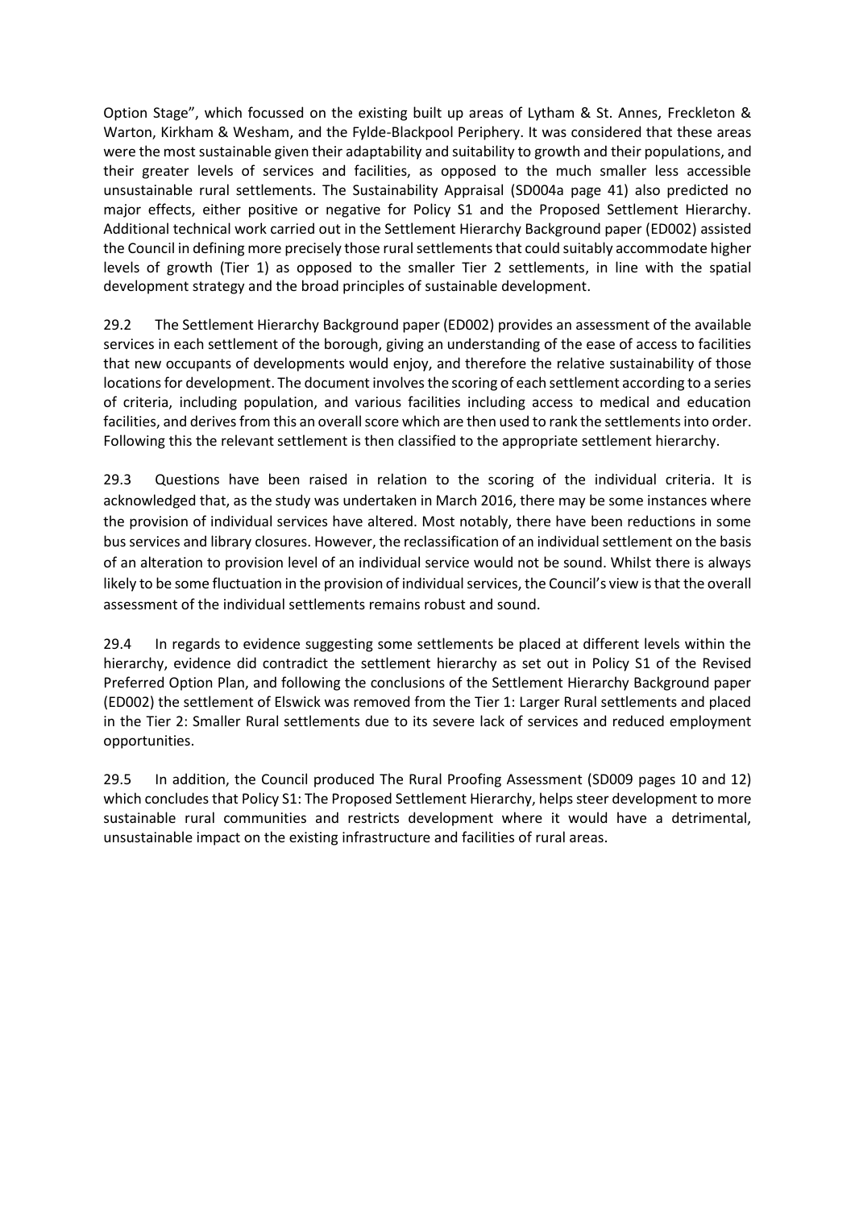Option Stage", which focussed on the existing built up areas of Lytham & St. Annes, Freckleton & Warton, Kirkham & Wesham, and the Fylde-Blackpool Periphery. It was considered that these areas were the most sustainable given their adaptability and suitability to growth and their populations, and their greater levels of services and facilities, as opposed to the much smaller less accessible unsustainable rural settlements. The Sustainability Appraisal (SD004a page 41) also predicted no major effects, either positive or negative for Policy S1 and the Proposed Settlement Hierarchy. Additional technical work carried out in the Settlement Hierarchy Background paper (ED002) assisted the Council in defining more precisely those rural settlements that could suitably accommodate higher levels of growth (Tier 1) as opposed to the smaller Tier 2 settlements, in line with the spatial development strategy and the broad principles of sustainable development.

29.2 The Settlement Hierarchy Background paper (ED002) provides an assessment of the available services in each settlement of the borough, giving an understanding of the ease of access to facilities that new occupants of developments would enjoy, and therefore the relative sustainability of those locations for development. The document involves the scoring of each settlement according to a series of criteria, including population, and various facilities including access to medical and education facilities, and derives from this an overall score which are then used to rank the settlements into order. Following this the relevant settlement is then classified to the appropriate settlement hierarchy.

29.3 Questions have been raised in relation to the scoring of the individual criteria. It is acknowledged that, as the study was undertaken in March 2016, there may be some instances where the provision of individual services have altered. Most notably, there have been reductions in some bus services and library closures. However, the reclassification of an individual settlement on the basis of an alteration to provision level of an individual service would not be sound. Whilst there is always likely to be some fluctuation in the provision of individual services, the Council's view is that the overall assessment of the individual settlements remains robust and sound.

29.4 In regards to evidence suggesting some settlements be placed at different levels within the hierarchy, evidence did contradict the settlement hierarchy as set out in Policy S1 of the Revised Preferred Option Plan, and following the conclusions of the Settlement Hierarchy Background paper (ED002) the settlement of Elswick was removed from the Tier 1: Larger Rural settlements and placed in the Tier 2: Smaller Rural settlements due to its severe lack of services and reduced employment opportunities.

29.5 In addition, the Council produced The Rural Proofing Assessment (SD009 pages 10 and 12) which concludes that Policy S1: The Proposed Settlement Hierarchy, helps steer development to more sustainable rural communities and restricts development where it would have a detrimental, unsustainable impact on the existing infrastructure and facilities of rural areas.